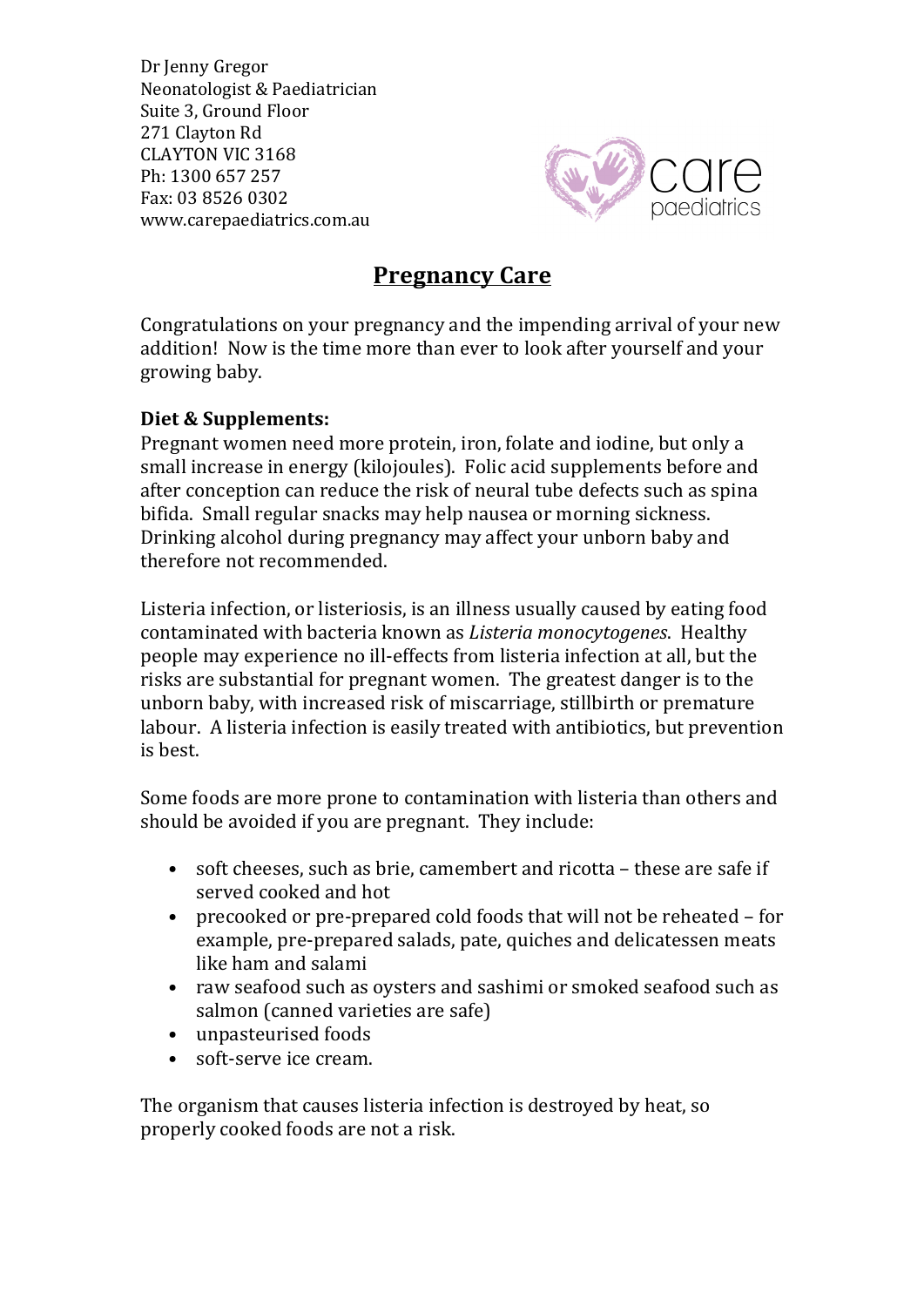Dr Jenny Gregor
Neonatologist & Paediatrician
Suite 3, Ground Floor
271 Clayton Rd
CLAYTON VIC 3168
Ph: 1300 657 257
Fax: 03 8526 0302
www.carepaediatrics.com.au

care paediatrics

# Pregnancy Care

Congratulations on your pregnancy and the impending arrival of your new addition! Now is the time more than ever to look after yourself and your growing baby.

**Diet & Supplements:**
Pregnant women need more protein, iron, folate and iodine, but only a small increase in energy (kilojoules). Folic acid supplements before and after conception can reduce the risk of neural tube defects such as spina bifida. Small regular snacks may help nausea or morning sickness. Drinking alcohol during pregnancy may affect your unborn baby and therefore not recommended.

Listeria infection, or listeriosis, is an illness usually caused by eating food contaminated with bacteria known as *Listeria monocytogenes*. Healthy people may experience no ill-effects from listeria infection at all, but the risks are substantial for pregnant women. The greatest danger is to the unborn baby, with increased risk of miscarriage, stillbirth or premature labour. A listeria infection is easily treated with antibiotics, but prevention is best.

Some foods are more prone to contamination with listeria than others and should be avoided if you are pregnant. They include:

- soft cheeses, such as brie, camembert and ricotta – these are safe if served cooked and hot
- precooked or pre-prepared cold foods that will not be reheated – for example, pre-prepared salads, pate, quiches and delicatessen meats like ham and salami
- raw seafood such as oysters and sashimi or smoked seafood such as salmon (canned varieties are safe)
- unpasteurised foods
- soft-serve ice cream.

The organism that causes listeria infection is destroyed by heat, so properly cooked foods are not a risk.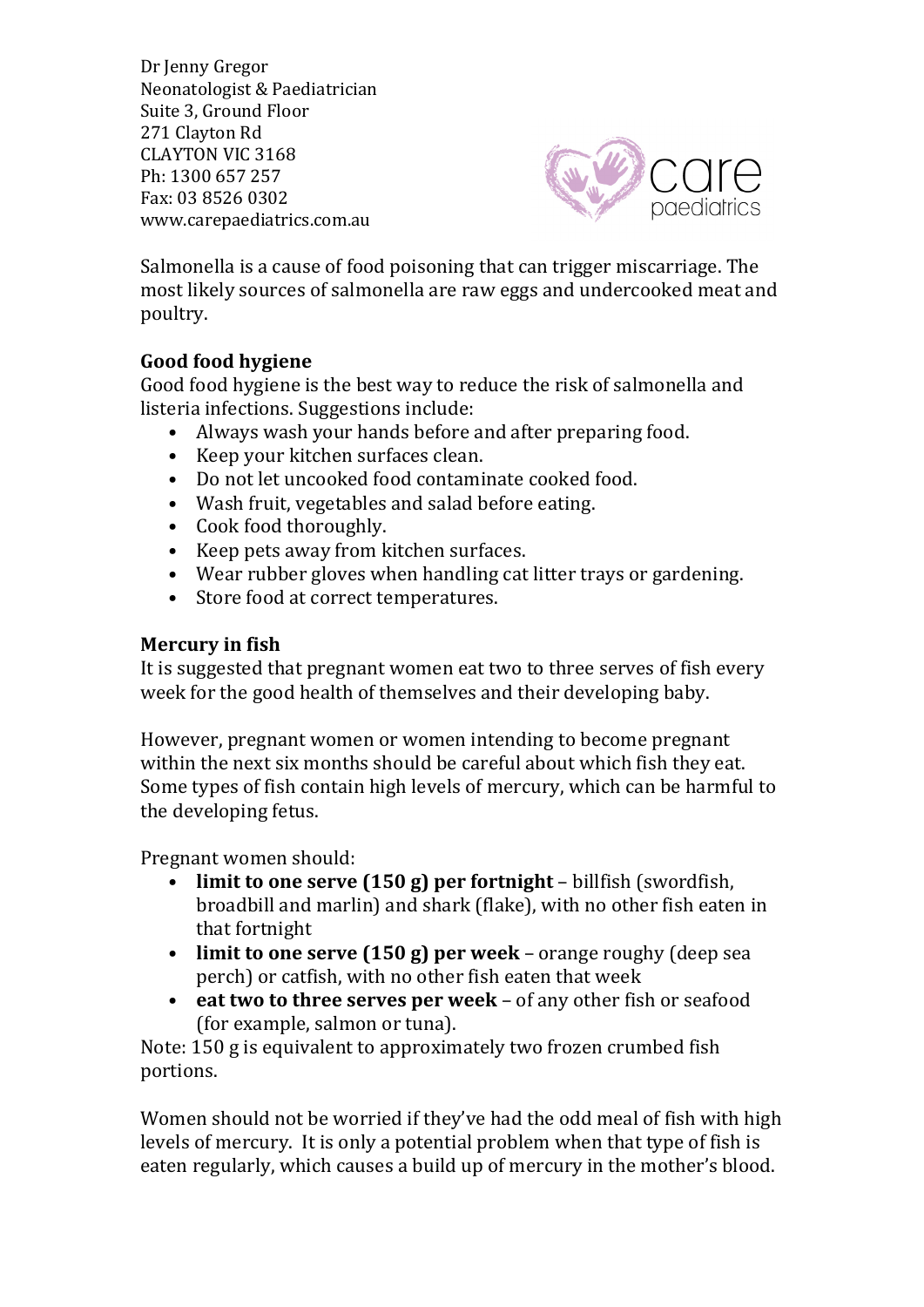Dr Jenny Gregor
Neonatologist & Paediatrician
Suite 3, Ground Floor
271 Clayton Rd
CLAYTON VIC 3168
Ph: 1300 657 257
Fax: 03 8526 0302
www.carepaediatrics.com.au

Salmonella is a cause of food poisoning that can trigger miscarriage. The most likely sources of salmonella are raw eggs and undercooked meat and poultry.

**Good food hygiene**

Good food hygiene is the best way to reduce the risk of salmonella and listeria infections. Suggestions include:

- Always wash your hands before and after preparing food.
- Keep your kitchen surfaces clean.
- Do not let uncooked food contaminate cooked food.
- Wash fruit, vegetables and salad before eating.
- Cook food thoroughly.
- Keep pets away from kitchen surfaces.
- Wear rubber gloves when handling cat litter trays or gardening.
- Store food at correct temperatures.

**Mercury in fish**

It is suggested that pregnant women eat two to three serves of fish every week for the good health of themselves and their developing baby.

However, pregnant women or women intending to become pregnant within the next six months should be careful about which fish they eat. Some types of fish contain high levels of mercury, which can be harmful to the developing fetus.

Pregnant women should:

- **limit to one serve (150 g) per fortnight** – billfish (swordfish, broadbill and marlin) and shark (flake), with no other fish eaten in that fortnight
- **limit to one serve (150 g) per week** – orange roughy (deep sea perch) or catfish, with no other fish eaten that week
- **eat two to three serves per week** – of any other fish or seafood (for example, salmon or tuna).

Note: 150 g is equivalent to approximately two frozen crumbed fish portions.

Women should not be worried if they've had the odd meal of fish with high levels of mercury. It is only a potential problem when that type of fish is eaten regularly, which causes a build up of mercury in the mother's blood.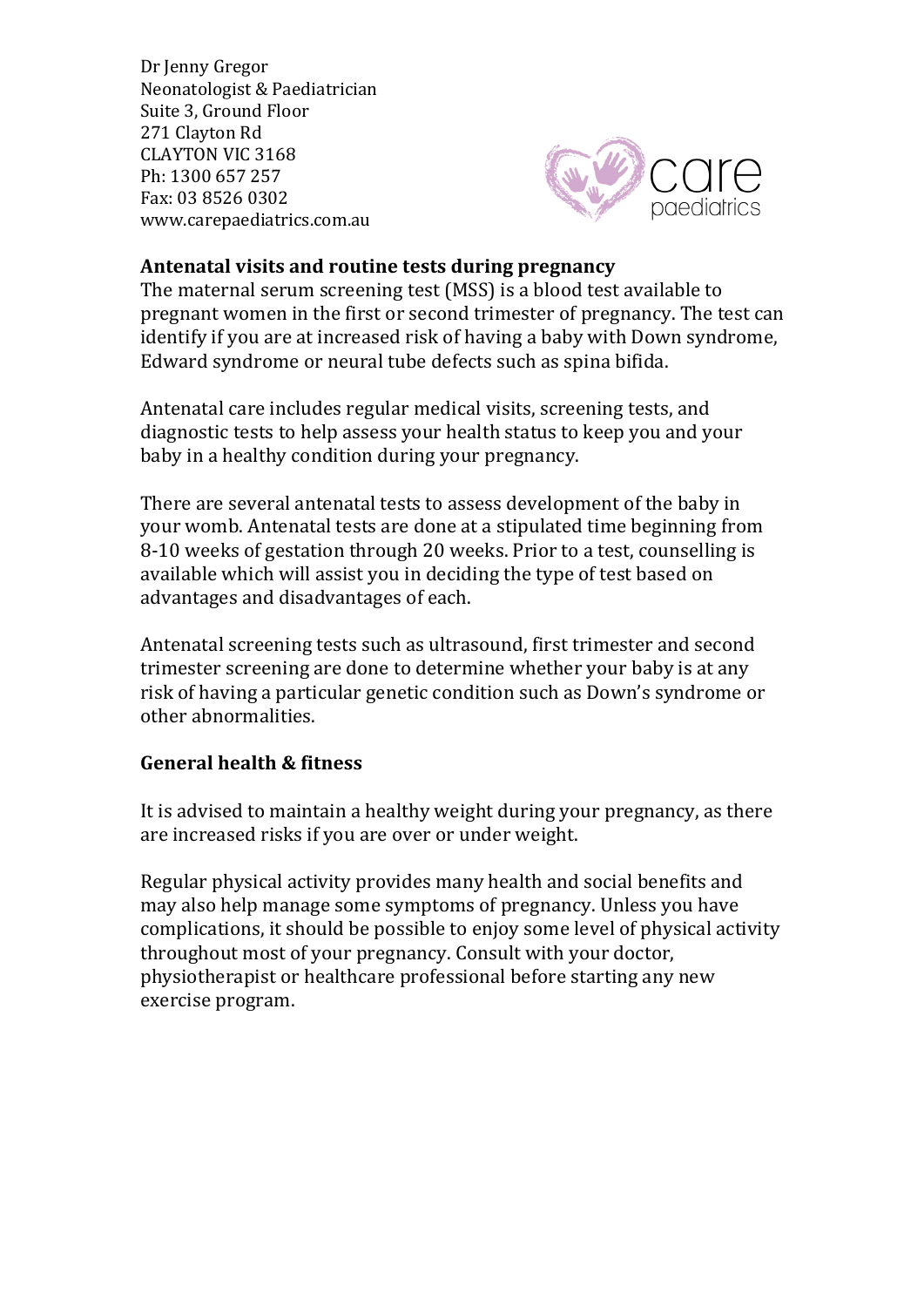Dr Jenny Gregor
Neonatologist & Paediatrician
Suite 3, Ground Floor
271 Clayton Rd
CLAYTON VIC 3168
Ph: 1300 657 257
Fax: 03 8526 0302
www.carepaediatrics.com.au

care paediatrics

## Antenatal visits and routine tests during pregnancy

The maternal serum screening test (MSS) is a blood test available to pregnant women in the first or second trimester of pregnancy. The test can identify if you are at increased risk of having a baby with Down syndrome, Edward syndrome or neural tube defects such as spina bifida.

Antenatal care includes regular medical visits, screening tests, and diagnostic tests to help assess your health status to keep you and your baby in a healthy condition during your pregnancy.

There are several antenatal tests to assess development of the baby in your womb. Antenatal tests are done at a stipulated time beginning from 8-10 weeks of gestation through 20 weeks. Prior to a test, counselling is available which will assist you in deciding the type of test based on advantages and disadvantages of each.

Antenatal screening tests such as ultrasound, first trimester and second trimester screening are done to determine whether your baby is at any risk of having a particular genetic condition such as Down's syndrome or other abnormalities.

## General health & fitness

It is advised to maintain a healthy weight during your pregnancy, as there are increased risks if you are over or under weight.

Regular physical activity provides many health and social benefits and may also help manage some symptoms of pregnancy. Unless you have complications, it should be possible to enjoy some level of physical activity throughout most of your pregnancy. Consult with your doctor, physiotherapist or healthcare professional before starting any new exercise program.